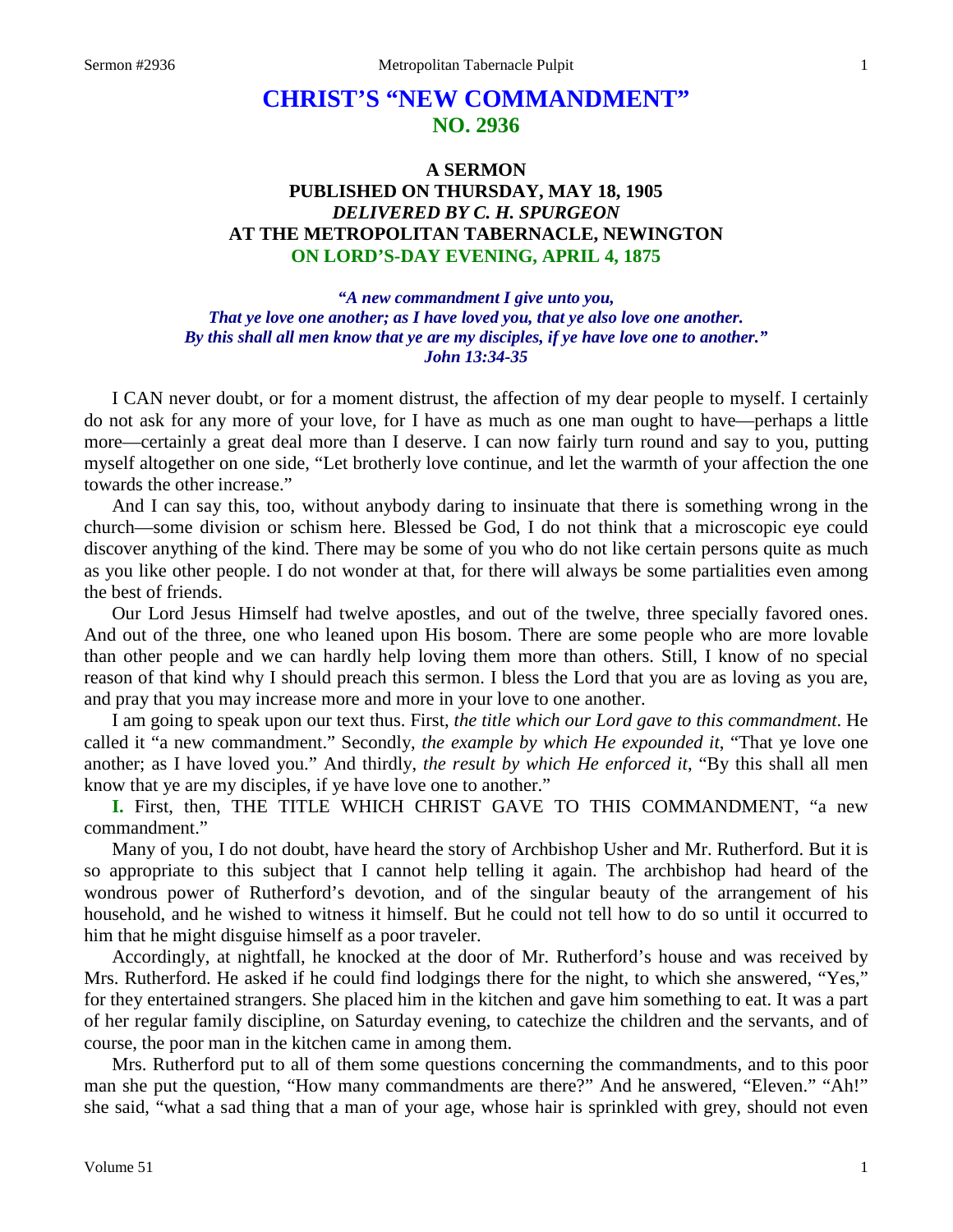# CHRIST'S "NEW COMMANDMENT"
## NO. 2936

### A SERMON
### PUBLISHED ON THURSDAY, MAY 18, 1905
### *DELIVERED BY C. H. SPURGEON*
### AT THE METROPOLITAN TABERNACLE, NEWINGTON
### ON LORD'S-DAY EVENING, APRIL 4, 1875

*"A new commandment I give unto you,*
*That ye love one another; as I have loved you, that ye also love one another.*
*By this shall all men know that ye are my disciples, if ye have love one to another."*
*John 13:34-35*

I CAN never doubt, or for a moment distrust, the affection of my dear people to myself. I certainly do not ask for any more of your love, for I have as much as one man ought to have—perhaps a little more—certainly a great deal more than I deserve. I can now fairly turn round and say to you, putting myself altogether on one side, "Let brotherly love continue, and let the warmth of your affection the one towards the other increase."

And I can say this, too, without anybody daring to insinuate that there is something wrong in the church—some division or schism here. Blessed be God, I do not think that a microscopic eye could discover anything of the kind. There may be some of you who do not like certain persons quite as much as you like other people. I do not wonder at that, for there will always be some partialities even among the best of friends.

Our Lord Jesus Himself had twelve apostles, and out of the twelve, three specially favored ones. And out of the three, one who leaned upon His bosom. There are some people who are more lovable than other people and we can hardly help loving them more than others. Still, I know of no special reason of that kind why I should preach this sermon. I bless the Lord that you are as loving as you are, and pray that you may increase more and more in your love to one another.

I am going to speak upon our text thus. First, *the title which our Lord gave to this commandment*. He called it "a new commandment." Secondly, *the example by which He expounded it*, "That ye love one another; as I have loved you." And thirdly, *the result by which He enforced it*, "By this shall all men know that ye are my disciples, if ye have love one to another."

**I.** First, then, THE TITLE WHICH CHRIST GAVE TO THIS COMMANDMENT, "a new commandment."

Many of you, I do not doubt, have heard the story of Archbishop Usher and Mr. Rutherford. But it is so appropriate to this subject that I cannot help telling it again. The archbishop had heard of the wondrous power of Rutherford's devotion, and of the singular beauty of the arrangement of his household, and he wished to witness it himself. But he could not tell how to do so until it occurred to him that he might disguise himself as a poor traveler.

Accordingly, at nightfall, he knocked at the door of Mr. Rutherford's house and was received by Mrs. Rutherford. He asked if he could find lodgings there for the night, to which she answered, "Yes," for they entertained strangers. She placed him in the kitchen and gave him something to eat. It was a part of her regular family discipline, on Saturday evening, to catechize the children and the servants, and of course, the poor man in the kitchen came in among them.

Mrs. Rutherford put to all of them some questions concerning the commandments, and to this poor man she put the question, "How many commandments are there?" And he answered, "Eleven." "Ah!" she said, "what a sad thing that a man of your age, whose hair is sprinkled with grey, should not even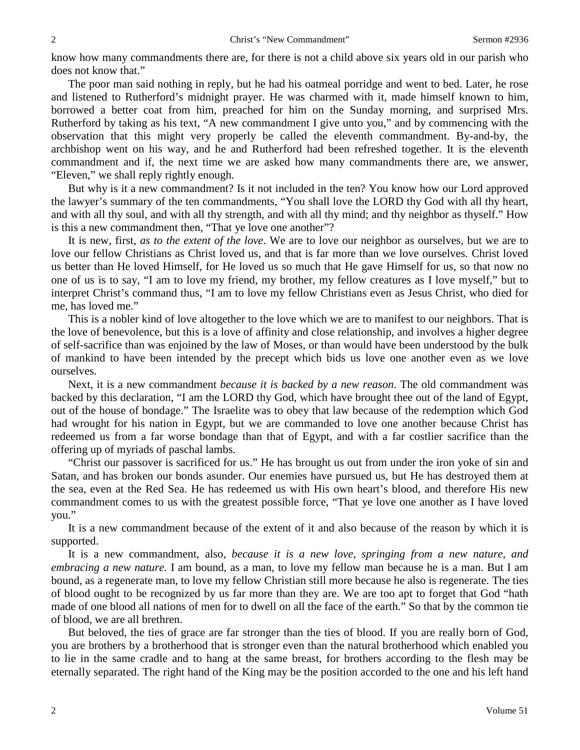know how many commandments there are, for there is not a child above six years old in our parish who does not know that."

The poor man said nothing in reply, but he had his oatmeal porridge and went to bed. Later, he rose and listened to Rutherford's midnight prayer. He was charmed with it, made himself known to him, borrowed a better coat from him, preached for him on the Sunday morning, and surprised Mrs. Rutherford by taking as his text, "A new commandment I give unto you," and by commencing with the observation that this might very properly be called the eleventh commandment. By-and-by, the archbishop went on his way, and he and Rutherford had been refreshed together. It is the eleventh commandment and if, the next time we are asked how many commandments there are, we answer, "Eleven," we shall reply rightly enough.

But why is it a new commandment? Is it not included in the ten? You know how our Lord approved the lawyer's summary of the ten commandments, "You shall love the LORD thy God with all thy heart, and with all thy soul, and with all thy strength, and with all thy mind; and thy neighbor as thyself." How is this a new commandment then, "That ye love one another"?

It is new, first, *as to the extent of the love*. We are to love our neighbor as ourselves, but we are to love our fellow Christians as Christ loved us, and that is far more than we love ourselves. Christ loved us better than He loved Himself, for He loved us so much that He gave Himself for us, so that now no one of us is to say, "I am to love my friend, my brother, my fellow creatures as I love myself," but to interpret Christ's command thus, "I am to love my fellow Christians even as Jesus Christ, who died for me, has loved me."

This is a nobler kind of love altogether to the love which we are to manifest to our neighbors. That is the love of benevolence, but this is a love of affinity and close relationship, and involves a higher degree of self-sacrifice than was enjoined by the law of Moses, or than would have been understood by the bulk of mankind to have been intended by the precept which bids us love one another even as we love ourselves.

Next, it is a new commandment *because it is backed by a new reason*. The old commandment was backed by this declaration, "I am the LORD thy God, which have brought thee out of the land of Egypt, out of the house of bondage." The Israelite was to obey that law because of the redemption which God had wrought for his nation in Egypt, but we are commanded to love one another because Christ has redeemed us from a far worse bondage than that of Egypt, and with a far costlier sacrifice than the offering up of myriads of paschal lambs.

"Christ our passover is sacrificed for us." He has brought us out from under the iron yoke of sin and Satan, and has broken our bonds asunder. Our enemies have pursued us, but He has destroyed them at the sea, even at the Red Sea. He has redeemed us with His own heart's blood, and therefore His new commandment comes to us with the greatest possible force, "That ye love one another as I have loved you."

It is a new commandment because of the extent of it and also because of the reason by which it is supported.

It is a new commandment, also, *because it is a new love, springing from a new nature, and embracing a new nature.* I am bound, as a man, to love my fellow man because he is a man. But I am bound, as a regenerate man, to love my fellow Christian still more because he also is regenerate. The ties of blood ought to be recognized by us far more than they are. We are too apt to forget that God "hath made of one blood all nations of men for to dwell on all the face of the earth." So that by the common tie of blood, we are all brethren.

But beloved, the ties of grace are far stronger than the ties of blood. If you are really born of God, you are brothers by a brotherhood that is stronger even than the natural brotherhood which enabled you to lie in the same cradle and to hang at the same breast, for brothers according to the flesh may be eternally separated. The right hand of the King may be the position accorded to the one and his left hand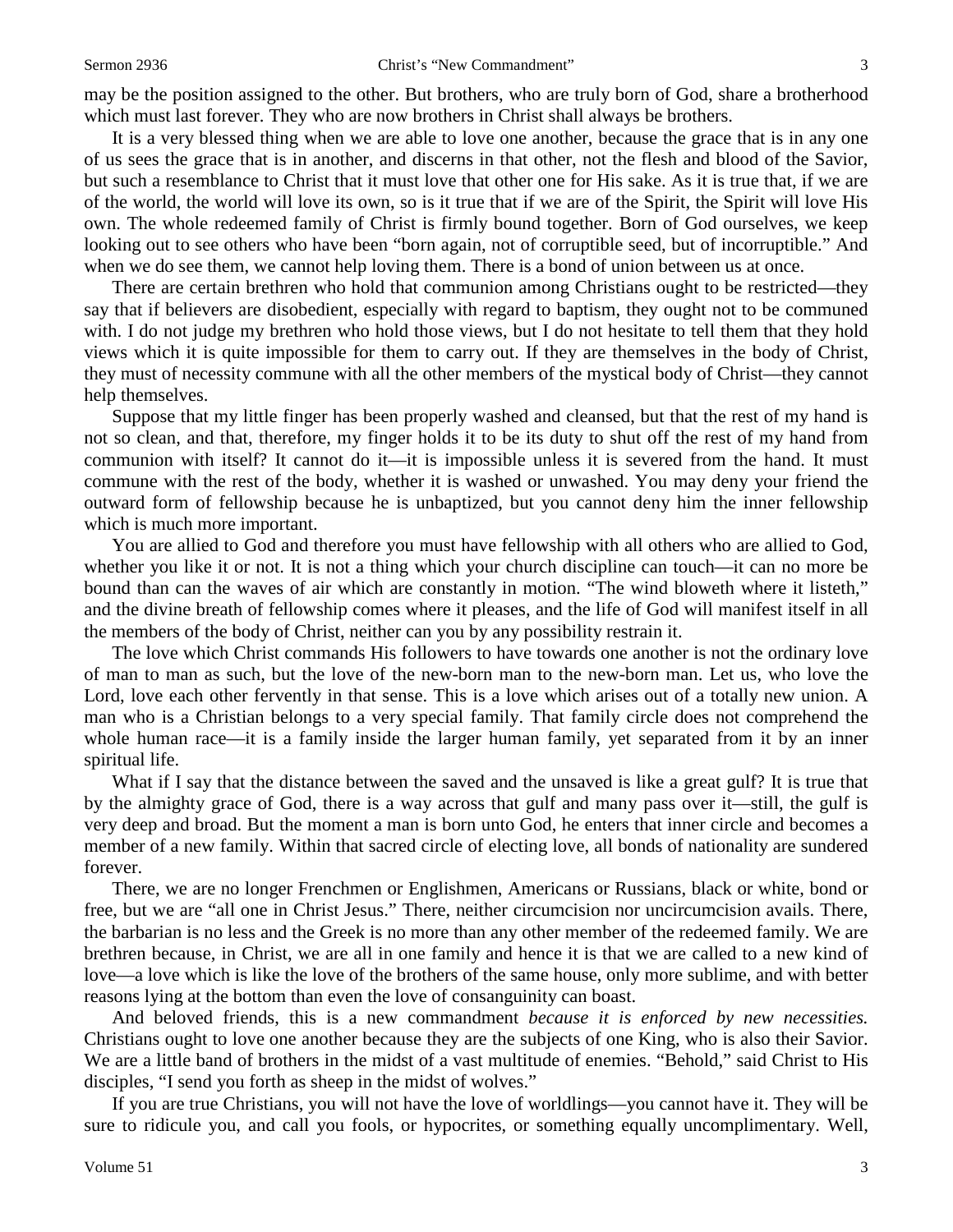may be the position assigned to the other. But brothers, who are truly born of God, share a brotherhood which must last forever. They who are now brothers in Christ shall always be brothers.

It is a very blessed thing when we are able to love one another, because the grace that is in any one of us sees the grace that is in another, and discerns in that other, not the flesh and blood of the Savior, but such a resemblance to Christ that it must love that other one for His sake. As it is true that, if we are of the world, the world will love its own, so is it true that if we are of the Spirit, the Spirit will love His own. The whole redeemed family of Christ is firmly bound together. Born of God ourselves, we keep looking out to see others who have been "born again, not of corruptible seed, but of incorruptible." And when we do see them, we cannot help loving them. There is a bond of union between us at once.

There are certain brethren who hold that communion among Christians ought to be restricted—they say that if believers are disobedient, especially with regard to baptism, they ought not to be communed with. I do not judge my brethren who hold those views, but I do not hesitate to tell them that they hold views which it is quite impossible for them to carry out. If they are themselves in the body of Christ, they must of necessity commune with all the other members of the mystical body of Christ—they cannot help themselves.

Suppose that my little finger has been properly washed and cleansed, but that the rest of my hand is not so clean, and that, therefore, my finger holds it to be its duty to shut off the rest of my hand from communion with itself? It cannot do it—it is impossible unless it is severed from the hand. It must commune with the rest of the body, whether it is washed or unwashed. You may deny your friend the outward form of fellowship because he is unbaptized, but you cannot deny him the inner fellowship which is much more important.

You are allied to God and therefore you must have fellowship with all others who are allied to God, whether you like it or not. It is not a thing which your church discipline can touch—it can no more be bound than can the waves of air which are constantly in motion. "The wind bloweth where it listeth," and the divine breath of fellowship comes where it pleases, and the life of God will manifest itself in all the members of the body of Christ, neither can you by any possibility restrain it.

The love which Christ commands His followers to have towards one another is not the ordinary love of man to man as such, but the love of the new-born man to the new-born man. Let us, who love the Lord, love each other fervently in that sense. This is a love which arises out of a totally new union. A man who is a Christian belongs to a very special family. That family circle does not comprehend the whole human race—it is a family inside the larger human family, yet separated from it by an inner spiritual life.

What if I say that the distance between the saved and the unsaved is like a great gulf? It is true that by the almighty grace of God, there is a way across that gulf and many pass over it—still, the gulf is very deep and broad. But the moment a man is born unto God, he enters that inner circle and becomes a member of a new family. Within that sacred circle of electing love, all bonds of nationality are sundered forever.

There, we are no longer Frenchmen or Englishmen, Americans or Russians, black or white, bond or free, but we are "all one in Christ Jesus." There, neither circumcision nor uncircumcision avails. There, the barbarian is no less and the Greek is no more than any other member of the redeemed family. We are brethren because, in Christ, we are all in one family and hence it is that we are called to a new kind of love—a love which is like the love of the brothers of the same house, only more sublime, and with better reasons lying at the bottom than even the love of consanguinity can boast.

And beloved friends, this is a new commandment *because it is enforced by new necessities.* Christians ought to love one another because they are the subjects of one King, who is also their Savior. We are a little band of brothers in the midst of a vast multitude of enemies. "Behold," said Christ to His disciples, "I send you forth as sheep in the midst of wolves."

If you are true Christians, you will not have the love of worldlings—you cannot have it. They will be sure to ridicule you, and call you fools, or hypocrites, or something equally uncomplimentary. Well,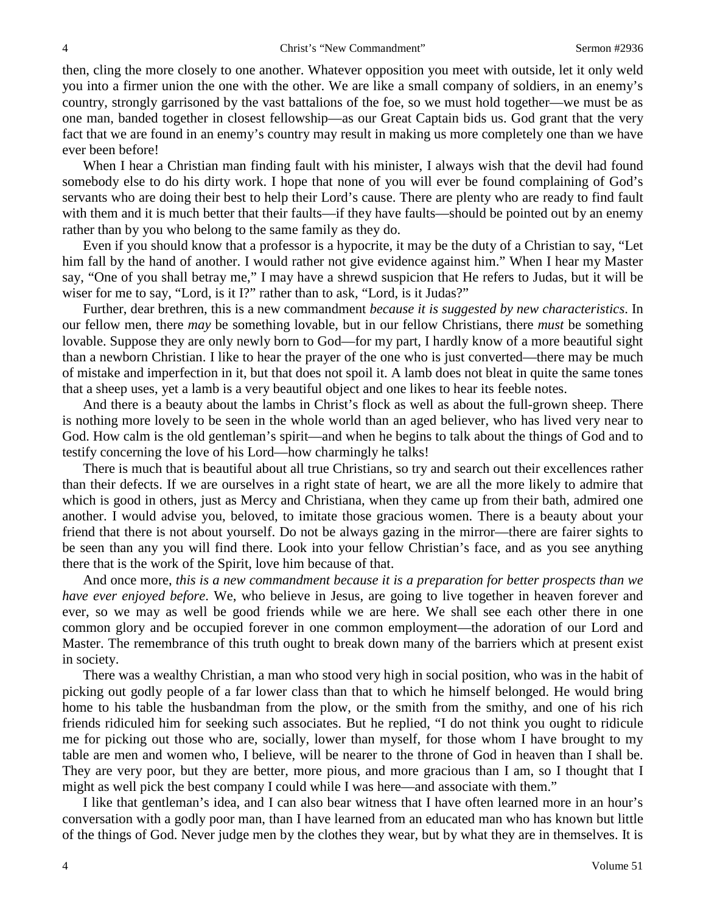then, cling the more closely to one another. Whatever opposition you meet with outside, let it only weld you into a firmer union the one with the other. We are like a small company of soldiers, in an enemy's country, strongly garrisoned by the vast battalions of the foe, so we must hold together—we must be as one man, banded together in closest fellowship—as our Great Captain bids us. God grant that the very fact that we are found in an enemy's country may result in making us more completely one than we have ever been before!

When I hear a Christian man finding fault with his minister, I always wish that the devil had found somebody else to do his dirty work. I hope that none of you will ever be found complaining of God's servants who are doing their best to help their Lord's cause. There are plenty who are ready to find fault with them and it is much better that their faults—if they have faults—should be pointed out by an enemy rather than by you who belong to the same family as they do.

Even if you should know that a professor is a hypocrite, it may be the duty of a Christian to say, "Let him fall by the hand of another. I would rather not give evidence against him." When I hear my Master say, "One of you shall betray me," I may have a shrewd suspicion that He refers to Judas, but it will be wiser for me to say, "Lord, is it I?" rather than to ask, "Lord, is it Judas?"

Further, dear brethren, this is a new commandment *because it is suggested by new characteristics*. In our fellow men, there *may* be something lovable, but in our fellow Christians, there *must* be something lovable. Suppose they are only newly born to God—for my part, I hardly know of a more beautiful sight than a newborn Christian. I like to hear the prayer of the one who is just converted—there may be much of mistake and imperfection in it, but that does not spoil it. A lamb does not bleat in quite the same tones that a sheep uses, yet a lamb is a very beautiful object and one likes to hear its feeble notes.

And there is a beauty about the lambs in Christ's flock as well as about the full-grown sheep. There is nothing more lovely to be seen in the whole world than an aged believer, who has lived very near to God. How calm is the old gentleman's spirit—and when he begins to talk about the things of God and to testify concerning the love of his Lord—how charmingly he talks!

There is much that is beautiful about all true Christians, so try and search out their excellences rather than their defects. If we are ourselves in a right state of heart, we are all the more likely to admire that which is good in others, just as Mercy and Christiana, when they came up from their bath, admired one another. I would advise you, beloved, to imitate those gracious women. There is a beauty about your friend that there is not about yourself. Do not be always gazing in the mirror—there are fairer sights to be seen than any you will find there. Look into your fellow Christian's face, and as you see anything there that is the work of the Spirit, love him because of that.

And once more, *this is a new commandment because it is a preparation for better prospects than we have ever enjoyed before*. We, who believe in Jesus, are going to live together in heaven forever and ever, so we may as well be good friends while we are here. We shall see each other there in one common glory and be occupied forever in one common employment—the adoration of our Lord and Master. The remembrance of this truth ought to break down many of the barriers which at present exist in society.

There was a wealthy Christian, a man who stood very high in social position, who was in the habit of picking out godly people of a far lower class than that to which he himself belonged. He would bring home to his table the husbandman from the plow, or the smith from the smithy, and one of his rich friends ridiculed him for seeking such associates. But he replied, "I do not think you ought to ridicule me for picking out those who are, socially, lower than myself, for those whom I have brought to my table are men and women who, I believe, will be nearer to the throne of God in heaven than I shall be. They are very poor, but they are better, more pious, and more gracious than I am, so I thought that I might as well pick the best company I could while I was here—and associate with them."

I like that gentleman's idea, and I can also bear witness that I have often learned more in an hour's conversation with a godly poor man, than I have learned from an educated man who has known but little of the things of God. Never judge men by the clothes they wear, but by what they are in themselves. It is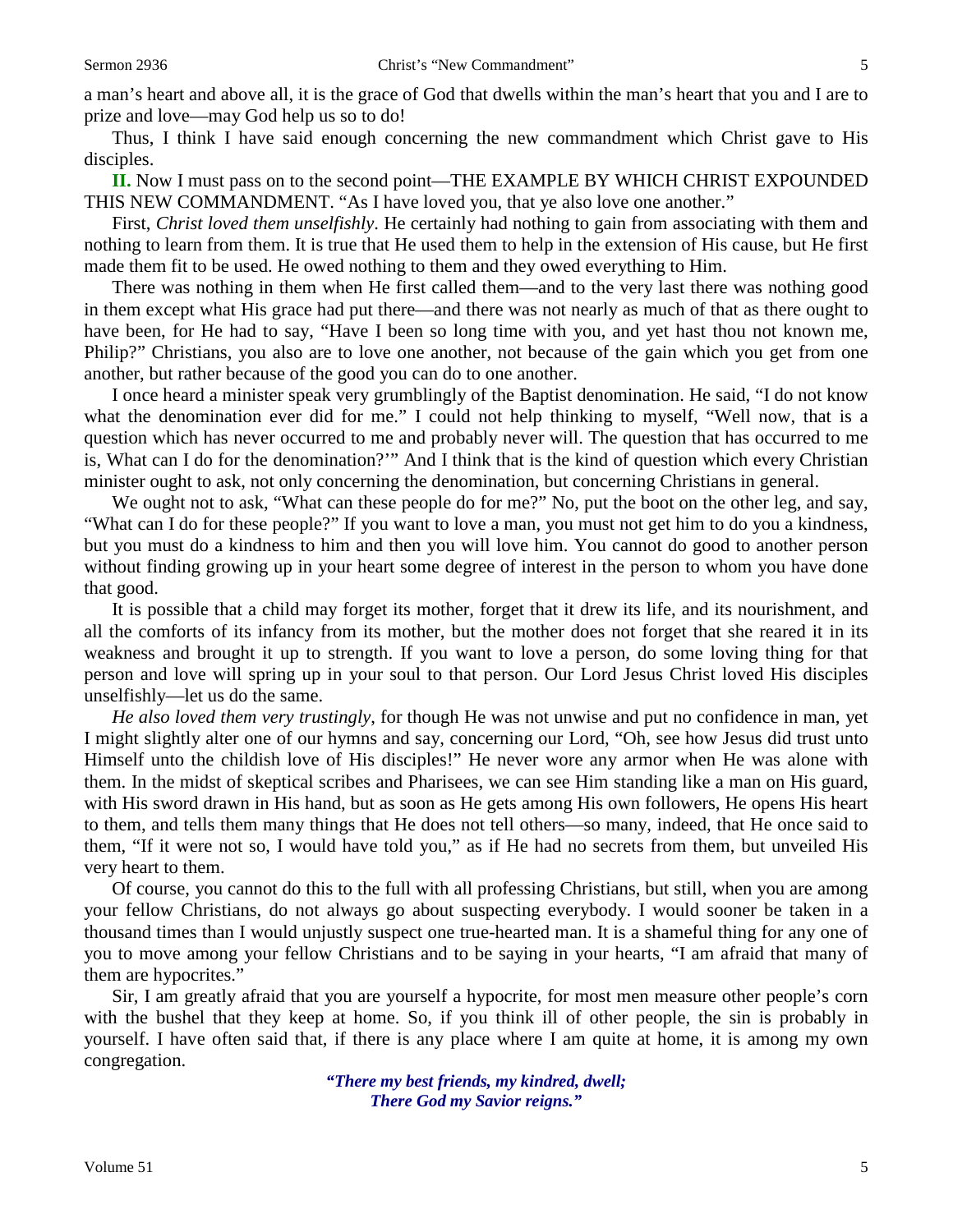a man's heart and above all, it is the grace of God that dwells within the man's heart that you and I are to prize and love—may God help us so to do!

Thus, I think I have said enough concerning the new commandment which Christ gave to His disciples.

**II.** Now I must pass on to the second point—THE EXAMPLE BY WHICH CHRIST EXPOUNDED THIS NEW COMMANDMENT. "As I have loved you, that ye also love one another."

First, *Christ loved them unselfishly*. He certainly had nothing to gain from associating with them and nothing to learn from them. It is true that He used them to help in the extension of His cause, but He first made them fit to be used. He owed nothing to them and they owed everything to Him.

There was nothing in them when He first called them—and to the very last there was nothing good in them except what His grace had put there—and there was not nearly as much of that as there ought to have been, for He had to say, "Have I been so long time with you, and yet hast thou not known me, Philip?" Christians, you also are to love one another, not because of the gain which you get from one another, but rather because of the good you can do to one another.

I once heard a minister speak very grumblingly of the Baptist denomination. He said, "I do not know what the denomination ever did for me." I could not help thinking to myself, "Well now, that is a question which has never occurred to me and probably never will. The question that has occurred to me is, What can I do for the denomination?'" And I think that is the kind of question which every Christian minister ought to ask, not only concerning the denomination, but concerning Christians in general.

We ought not to ask, "What can these people do for me?" No, put the boot on the other leg, and say, "What can I do for these people?" If you want to love a man, you must not get him to do you a kindness, but you must do a kindness to him and then you will love him. You cannot do good to another person without finding growing up in your heart some degree of interest in the person to whom you have done that good.

It is possible that a child may forget its mother, forget that it drew its life, and its nourishment, and all the comforts of its infancy from its mother, but the mother does not forget that she reared it in its weakness and brought it up to strength. If you want to love a person, do some loving thing for that person and love will spring up in your soul to that person. Our Lord Jesus Christ loved His disciples unselfishly—let us do the same.

*He also loved them very trustingly*, for though He was not unwise and put no confidence in man, yet I might slightly alter one of our hymns and say, concerning our Lord, "Oh, see how Jesus did trust unto Himself unto the childish love of His disciples!" He never wore any armor when He was alone with them. In the midst of skeptical scribes and Pharisees, we can see Him standing like a man on His guard, with His sword drawn in His hand, but as soon as He gets among His own followers, He opens His heart to them, and tells them many things that He does not tell others—so many, indeed, that He once said to them, "If it were not so, I would have told you," as if He had no secrets from them, but unveiled His very heart to them.

Of course, you cannot do this to the full with all professing Christians, but still, when you are among your fellow Christians, do not always go about suspecting everybody. I would sooner be taken in a thousand times than I would unjustly suspect one true-hearted man. It is a shameful thing for any one of you to move among your fellow Christians and to be saying in your hearts, "I am afraid that many of them are hypocrites."

Sir, I am greatly afraid that you are yourself a hypocrite, for most men measure other people's corn with the bushel that they keep at home. So, if you think ill of other people, the sin is probably in yourself. I have often said that, if there is any place where I am quite at home, it is among my own congregation.

*"There my best friends, my kindred, dwell;*
*There God my Savior reigns."*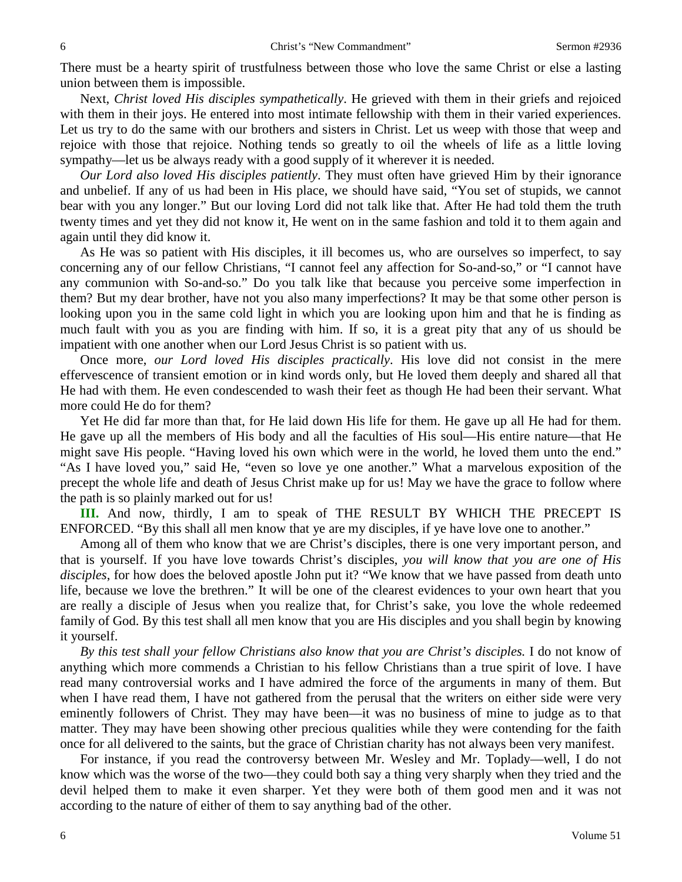There must be a hearty spirit of trustfulness between those who love the same Christ or else a lasting union between them is impossible.

Next, *Christ loved His disciples sympathetically*. He grieved with them in their griefs and rejoiced with them in their joys. He entered into most intimate fellowship with them in their varied experiences. Let us try to do the same with our brothers and sisters in Christ. Let us weep with those that weep and rejoice with those that rejoice. Nothing tends so greatly to oil the wheels of life as a little loving sympathy—let us be always ready with a good supply of it wherever it is needed.

*Our Lord also loved His disciples patiently*. They must often have grieved Him by their ignorance and unbelief. If any of us had been in His place, we should have said, "You set of stupids, we cannot bear with you any longer." But our loving Lord did not talk like that. After He had told them the truth twenty times and yet they did not know it, He went on in the same fashion and told it to them again and again until they did know it.

As He was so patient with His disciples, it ill becomes us, who are ourselves so imperfect, to say concerning any of our fellow Christians, "I cannot feel any affection for So-and-so," or "I cannot have any communion with So-and-so." Do you talk like that because you perceive some imperfection in them? But my dear brother, have not you also many imperfections? It may be that some other person is looking upon you in the same cold light in which you are looking upon him and that he is finding as much fault with you as you are finding with him. If so, it is a great pity that any of us should be impatient with one another when our Lord Jesus Christ is so patient with us.

Once more, *our Lord loved His disciples practically*. His love did not consist in the mere effervescence of transient emotion or in kind words only, but He loved them deeply and shared all that He had with them. He even condescended to wash their feet as though He had been their servant. What more could He do for them?

Yet He did far more than that, for He laid down His life for them. He gave up all He had for them. He gave up all the members of His body and all the faculties of His soul—His entire nature—that He might save His people. "Having loved his own which were in the world, he loved them unto the end." "As I have loved you," said He, "even so love ye one another." What a marvelous exposition of the precept the whole life and death of Jesus Christ make up for us! May we have the grace to follow where the path is so plainly marked out for us!

**III.** And now, thirdly, I am to speak of THE RESULT BY WHICH THE PRECEPT IS ENFORCED. "By this shall all men know that ye are my disciples, if ye have love one to another."

Among all of them who know that we are Christ's disciples, there is one very important person, and that is yourself. If you have love towards Christ's disciples, *you will know that you are one of His disciples*, for how does the beloved apostle John put it? "We know that we have passed from death unto life, because we love the brethren." It will be one of the clearest evidences to your own heart that you are really a disciple of Jesus when you realize that, for Christ's sake, you love the whole redeemed family of God. By this test shall all men know that you are His disciples and you shall begin by knowing it yourself.

*By this test shall your fellow Christians also know that you are Christ's disciples.* I do not know of anything which more commends a Christian to his fellow Christians than a true spirit of love. I have read many controversial works and I have admired the force of the arguments in many of them. But when I have read them, I have not gathered from the perusal that the writers on either side were very eminently followers of Christ. They may have been—it was no business of mine to judge as to that matter. They may have been showing other precious qualities while they were contending for the faith once for all delivered to the saints, but the grace of Christian charity has not always been very manifest.

For instance, if you read the controversy between Mr. Wesley and Mr. Toplady—well, I do not know which was the worse of the two—they could both say a thing very sharply when they tried and the devil helped them to make it even sharper. Yet they were both of them good men and it was not according to the nature of either of them to say anything bad of the other.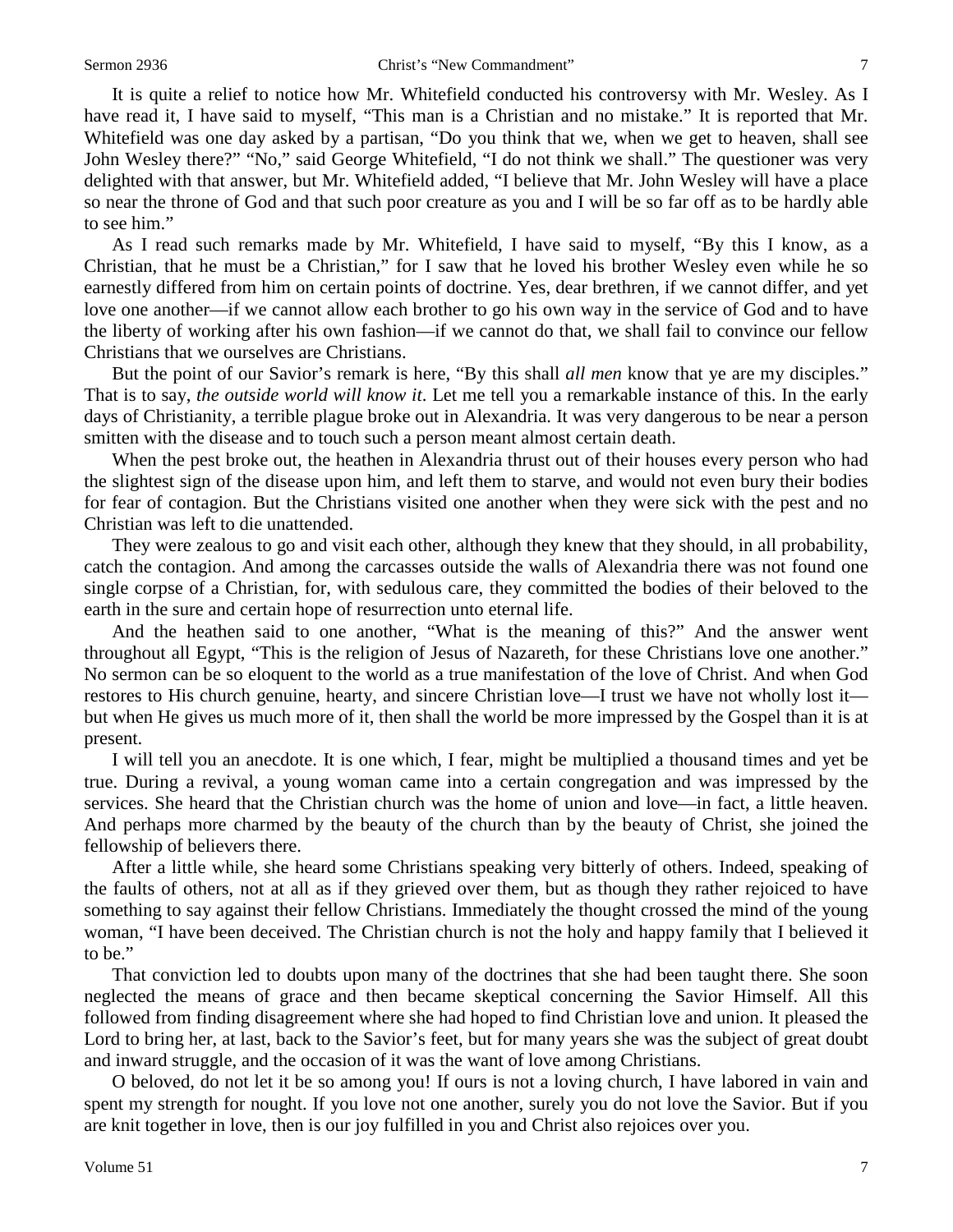It is quite a relief to notice how Mr. Whitefield conducted his controversy with Mr. Wesley. As I have read it, I have said to myself, "This man is a Christian and no mistake." It is reported that Mr. Whitefield was one day asked by a partisan, "Do you think that we, when we get to heaven, shall see John Wesley there?" "No," said George Whitefield, "I do not think we shall." The questioner was very delighted with that answer, but Mr. Whitefield added, "I believe that Mr. John Wesley will have a place so near the throne of God and that such poor creature as you and I will be so far off as to be hardly able to see him."

As I read such remarks made by Mr. Whitefield, I have said to myself, "By this I know, as a Christian, that he must be a Christian," for I saw that he loved his brother Wesley even while he so earnestly differed from him on certain points of doctrine. Yes, dear brethren, if we cannot differ, and yet love one another—if we cannot allow each brother to go his own way in the service of God and to have the liberty of working after his own fashion—if we cannot do that, we shall fail to convince our fellow Christians that we ourselves are Christians.

But the point of our Savior's remark is here, "By this shall *all men* know that ye are my disciples." That is to say, *the outside world will know it*. Let me tell you a remarkable instance of this. In the early days of Christianity, a terrible plague broke out in Alexandria. It was very dangerous to be near a person smitten with the disease and to touch such a person meant almost certain death.

When the pest broke out, the heathen in Alexandria thrust out of their houses every person who had the slightest sign of the disease upon him, and left them to starve, and would not even bury their bodies for fear of contagion. But the Christians visited one another when they were sick with the pest and no Christian was left to die unattended.

They were zealous to go and visit each other, although they knew that they should, in all probability, catch the contagion. And among the carcasses outside the walls of Alexandria there was not found one single corpse of a Christian, for, with sedulous care, they committed the bodies of their beloved to the earth in the sure and certain hope of resurrection unto eternal life.

And the heathen said to one another, "What is the meaning of this?" And the answer went throughout all Egypt, "This is the religion of Jesus of Nazareth, for these Christians love one another." No sermon can be so eloquent to the world as a true manifestation of the love of Christ. And when God restores to His church genuine, hearty, and sincere Christian love—I trust we have not wholly lost it—but when He gives us much more of it, then shall the world be more impressed by the Gospel than it is at present.

I will tell you an anecdote. It is one which, I fear, might be multiplied a thousand times and yet be true. During a revival, a young woman came into a certain congregation and was impressed by the services. She heard that the Christian church was the home of union and love—in fact, a little heaven. And perhaps more charmed by the beauty of the church than by the beauty of Christ, she joined the fellowship of believers there.

After a little while, she heard some Christians speaking very bitterly of others. Indeed, speaking of the faults of others, not at all as if they grieved over them, but as though they rather rejoiced to have something to say against their fellow Christians. Immediately the thought crossed the mind of the young woman, "I have been deceived. The Christian church is not the holy and happy family that I believed it to be."

That conviction led to doubts upon many of the doctrines that she had been taught there. She soon neglected the means of grace and then became skeptical concerning the Savior Himself. All this followed from finding disagreement where she had hoped to find Christian love and union. It pleased the Lord to bring her, at last, back to the Savior's feet, but for many years she was the subject of great doubt and inward struggle, and the occasion of it was the want of love among Christians.

O beloved, do not let it be so among you! If ours is not a loving church, I have labored in vain and spent my strength for nought. If you love not one another, surely you do not love the Savior. But if you are knit together in love, then is our joy fulfilled in you and Christ also rejoices over you.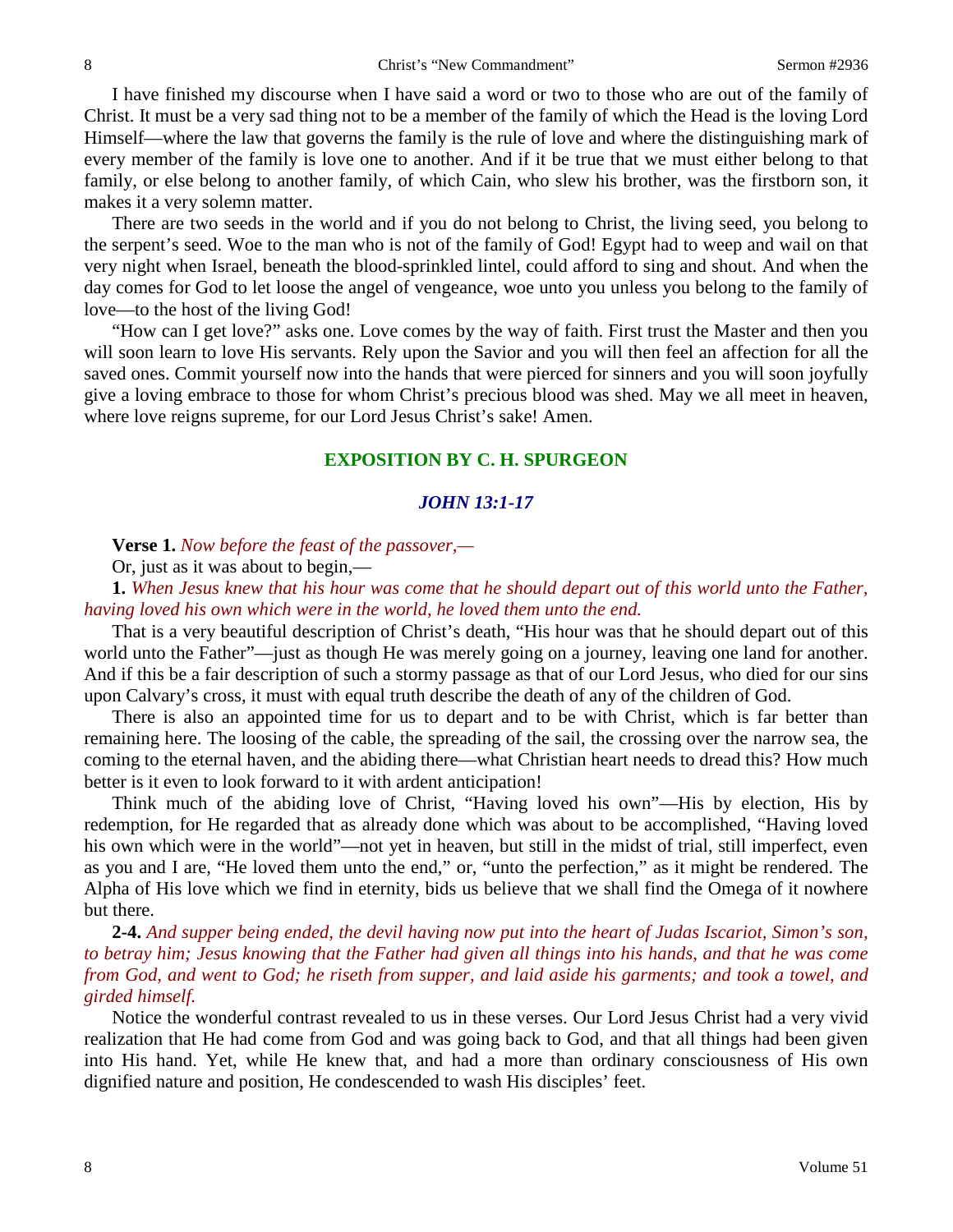I have finished my discourse when I have said a word or two to those who are out of the family of Christ. It must be a very sad thing not to be a member of the family of which the Head is the loving Lord Himself—where the law that governs the family is the rule of love and where the distinguishing mark of every member of the family is love one to another. And if it be true that we must either belong to that family, or else belong to another family, of which Cain, who slew his brother, was the firstborn son, it makes it a very solemn matter.

There are two seeds in the world and if you do not belong to Christ, the living seed, you belong to the serpent's seed. Woe to the man who is not of the family of God! Egypt had to weep and wail on that very night when Israel, beneath the blood-sprinkled lintel, could afford to sing and shout. And when the day comes for God to let loose the angel of vengeance, woe unto you unless you belong to the family of love—to the host of the living God!

"How can I get love?" asks one. Love comes by the way of faith. First trust the Master and then you will soon learn to love His servants. Rely upon the Savior and you will then feel an affection for all the saved ones. Commit yourself now into the hands that were pierced for sinners and you will soon joyfully give a loving embrace to those for whom Christ's precious blood was shed. May we all meet in heaven, where love reigns supreme, for our Lord Jesus Christ's sake! Amen.

## EXPOSITION BY C. H. SPURGEON

### *JOHN 13:1-17*

**Verse 1.** *Now before the feast of the passover,—*

Or, just as it was about to begin,—

**1.** *When Jesus knew that his hour was come that he should depart out of this world unto the Father, having loved his own which were in the world, he loved them unto the end.*

That is a very beautiful description of Christ's death, "His hour was that he should depart out of this world unto the Father"—just as though He was merely going on a journey, leaving one land for another. And if this be a fair description of such a stormy passage as that of our Lord Jesus, who died for our sins upon Calvary's cross, it must with equal truth describe the death of any of the children of God.

There is also an appointed time for us to depart and to be with Christ, which is far better than remaining here. The loosing of the cable, the spreading of the sail, the crossing over the narrow sea, the coming to the eternal haven, and the abiding there—what Christian heart needs to dread this? How much better is it even to look forward to it with ardent anticipation!

Think much of the abiding love of Christ, "Having loved his own"—His by election, His by redemption, for He regarded that as already done which was about to be accomplished, "Having loved his own which were in the world"—not yet in heaven, but still in the midst of trial, still imperfect, even as you and I are, "He loved them unto the end," or, "unto the perfection," as it might be rendered. The Alpha of His love which we find in eternity, bids us believe that we shall find the Omega of it nowhere but there.

**2-4.** *And supper being ended, the devil having now put into the heart of Judas Iscariot, Simon's son, to betray him; Jesus knowing that the Father had given all things into his hands, and that he was come from God, and went to God; he riseth from supper, and laid aside his garments; and took a towel, and girded himself.*

Notice the wonderful contrast revealed to us in these verses. Our Lord Jesus Christ had a very vivid realization that He had come from God and was going back to God, and that all things had been given into His hand. Yet, while He knew that, and had a more than ordinary consciousness of His own dignified nature and position, He condescended to wash His disciples' feet.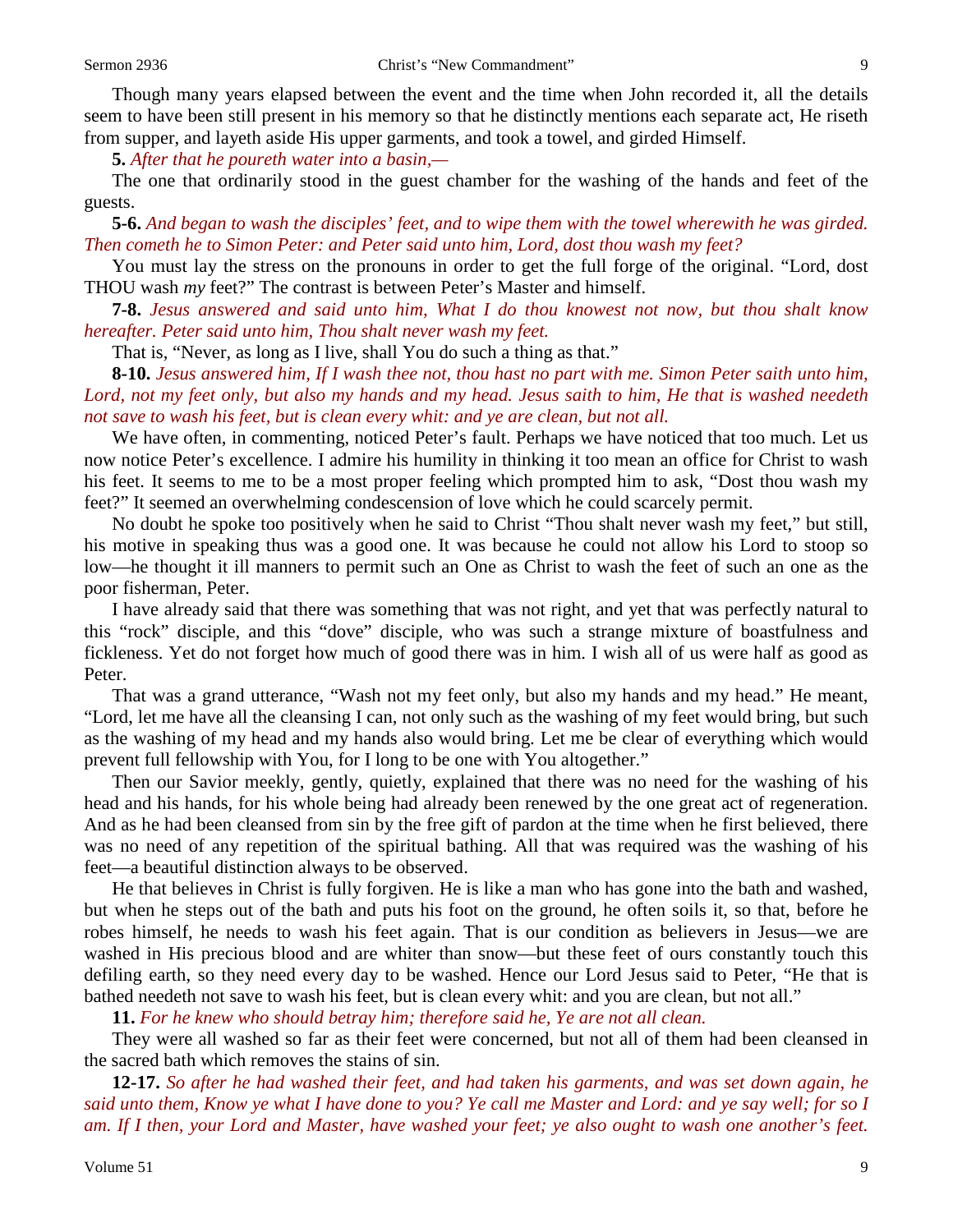Though many years elapsed between the event and the time when John recorded it, all the details seem to have been still present in his memory so that he distinctly mentions each separate act, He riseth from supper, and layeth aside His upper garments, and took a towel, and girded Himself.

**5.** *After that he poureth water into a basin,—*

The one that ordinarily stood in the guest chamber for the washing of the hands and feet of the guests.

**5-6.** *And began to wash the disciples' feet, and to wipe them with the towel wherewith he was girded. Then cometh he to Simon Peter: and Peter said unto him, Lord, dost thou wash my feet?*

You must lay the stress on the pronouns in order to get the full forge of the original. "Lord, dost THOU wash *my* feet?" The contrast is between Peter's Master and himself.

**7-8.** *Jesus answered and said unto him, What I do thou knowest not now, but thou shalt know hereafter. Peter said unto him, Thou shalt never wash my feet.*

That is, "Never, as long as I live, shall You do such a thing as that."

**8-10.** *Jesus answered him, If I wash thee not, thou hast no part with me. Simon Peter saith unto him, Lord, not my feet only, but also my hands and my head. Jesus saith to him, He that is washed needeth not save to wash his feet, but is clean every whit: and ye are clean, but not all.*

We have often, in commenting, noticed Peter's fault. Perhaps we have noticed that too much. Let us now notice Peter's excellence. I admire his humility in thinking it too mean an office for Christ to wash his feet. It seems to me to be a most proper feeling which prompted him to ask, "Dost thou wash my feet?" It seemed an overwhelming condescension of love which he could scarcely permit.

No doubt he spoke too positively when he said to Christ "Thou shalt never wash my feet," but still, his motive in speaking thus was a good one. It was because he could not allow his Lord to stoop so low—he thought it ill manners to permit such an One as Christ to wash the feet of such an one as the poor fisherman, Peter.

I have already said that there was something that was not right, and yet that was perfectly natural to this "rock" disciple, and this "dove" disciple, who was such a strange mixture of boastfulness and fickleness. Yet do not forget how much of good there was in him. I wish all of us were half as good as Peter.

That was a grand utterance, "Wash not my feet only, but also my hands and my head." He meant, "Lord, let me have all the cleansing I can, not only such as the washing of my feet would bring, but such as the washing of my head and my hands also would bring. Let me be clear of everything which would prevent full fellowship with You, for I long to be one with You altogether."

Then our Savior meekly, gently, quietly, explained that there was no need for the washing of his head and his hands, for his whole being had already been renewed by the one great act of regeneration. And as he had been cleansed from sin by the free gift of pardon at the time when he first believed, there was no need of any repetition of the spiritual bathing. All that was required was the washing of his feet—a beautiful distinction always to be observed.

He that believes in Christ is fully forgiven. He is like a man who has gone into the bath and washed, but when he steps out of the bath and puts his foot on the ground, he often soils it, so that, before he robes himself, he needs to wash his feet again. That is our condition as believers in Jesus—we are washed in His precious blood and are whiter than snow—but these feet of ours constantly touch this defiling earth, so they need every day to be washed. Hence our Lord Jesus said to Peter, "He that is bathed needeth not save to wash his feet, but is clean every whit: and you are clean, but not all."

**11.** *For he knew who should betray him; therefore said he, Ye are not all clean.*

They were all washed so far as their feet were concerned, but not all of them had been cleansed in the sacred bath which removes the stains of sin.

**12-17.** *So after he had washed their feet, and had taken his garments, and was set down again, he said unto them, Know ye what I have done to you? Ye call me Master and Lord: and ye say well; for so I am. If I then, your Lord and Master, have washed your feet; ye also ought to wash one another's feet.*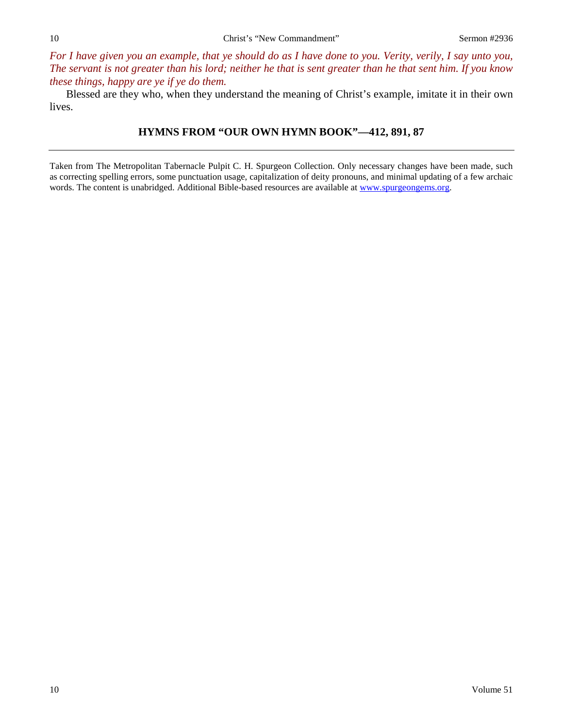*For I have given you an example, that ye should do as I have done to you. Verity, verily, I say unto you, The servant is not greater than his lord; neither he that is sent greater than he that sent him. If you know these things, happy are ye if ye do them.*

Blessed are they who, when they understand the meaning of Christ's example, imitate it in their own lives.

## HYMNS FROM "OUR OWN HYMN BOOK"—412, 891, 87

---

Taken from The Metropolitan Tabernacle Pulpit C. H. Spurgeon Collection. Only necessary changes have been made, such as correcting spelling errors, some punctuation usage, capitalization of deity pronouns, and minimal updating of a few archaic words. The content is unabridged. Additional Bible-based resources are available at [www.spurgeongems.org](http://www.spurgeongems.org).